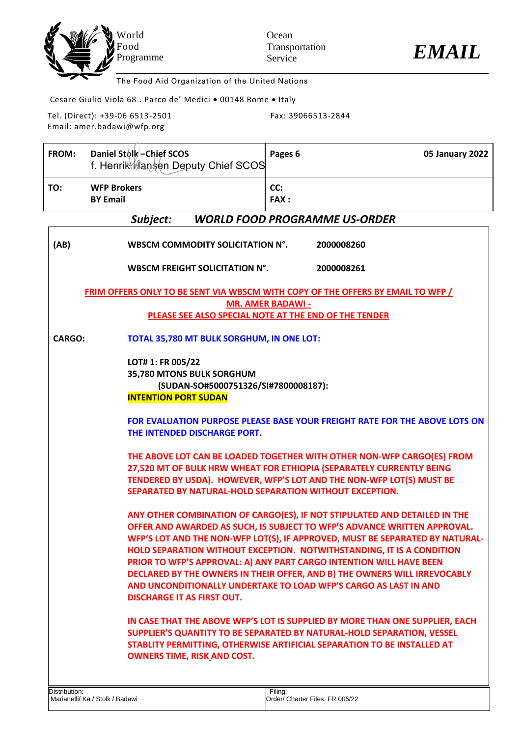World Food Programme

Ocean Transportation Service

**EMAIL**

The Food Aid Organization of the United Nations

Cesare Giulio Viola 68 . Parco de' Medici • 00148 Rome • Italy

Tel. (Direct): +39-06 6513-2501 Fax: 39066513-2844
Email: amer.badawi@wfp.org

| | | | |
|---|---|---|---|
| **FROM:** | **Daniel Stolk –Chief SCOS** f. Henrik Hansen Deputy Chief SCOS | **Pages 6** | **05 January 2022** |
| **TO:** | **WFP Brokers** **BY Email** | **CC:** **FAX :** | |

## *Subject: WORLD FOOD PROGRAMME US-ORDER*

**(AB)** **WBSCM COMMODITY SOLICITATION N°. 2000008260**

**WBSCM FREIGHT SOLICITATION N°. 2000008261**

**FRIM OFFERS ONLY TO BE SENT VIA WBSCM WITH COPY OF THE OFFERS BY EMAIL TO WFP / MR. AMER BADAWI -**
**PLEASE SEE ALSO SPECIAL NOTE AT THE END OF THE TENDER**

**CARGO:** **TOTAL 35,780 MT BULK SORGHUM, IN ONE LOT:**

**LOT# 1: FR 005/22**
**35,780 MTONS BULK SORGHUM**
**(SUDAN-SO#5000751326/SI#7800008187):**
**INTENTION PORT SUDAN**

**FOR EVALUATION PURPOSE PLEASE BASE YOUR FREIGHT RATE FOR THE ABOVE LOTS ON THE INTENDED DISCHARGE PORT.**

**THE ABOVE LOT CAN BE LOADED TOGETHER WITH OTHER NON-WFP CARGO(ES) FROM 27,520 MT OF BULK HRW WHEAT FOR ETHIOPIA (SEPARATELY CURRENTLY BEING TENDERED BY USDA). HOWEVER, WFP'S LOT AND THE NON-WFP LOT(S) MUST BE SEPARATED BY NATURAL-HOLD SEPARATION WITHOUT EXCEPTION.**

**ANY OTHER COMBINATION OF CARGO(ES), IF NOT STIPULATED AND DETAILED IN THE OFFER AND AWARDED AS SUCH, IS SUBJECT TO WFP'S ADVANCE WRITTEN APPROVAL. WFP'S LOT AND THE NON-WFP LOT(S), IF APPROVED, MUST BE SEPARATED BY NATURAL-HOLD SEPARATION WITHOUT EXCEPTION. NOTWITHSTANDING, IT IS A CONDITION PRIOR TO WFP'S APPROVAL: A) ANY PART CARGO INTENTION WILL HAVE BEEN DECLARED BY THE OWNERS IN THEIR OFFER, AND B) THE OWNERS WILL IRREVOCABLY AND UNCONDITIONALLY UNDERTAKE TO LOAD WFP'S CARGO AS LAST IN AND DISCHARGE IT AS FIRST OUT.**

**IN CASE THAT THE ABOVE WFP'S LOT IS SUPPLIED BY MORE THAN ONE SUPPLIER, EACH SUPPLIER'S QUANTITY TO BE SEPARATED BY NATURAL-HOLD SEPARATION, VESSEL STABLITY PERMITTING, OTHERWISE ARTIFICIAL SEPARATION TO BE INSTALLED AT OWNERS TIME, RISK AND COST.**

| Distribution: | Filing: |
|---|---|
| Marianelli/ Ka / Stolk / Badawi | Order/ Charter Files: FR 005/22 |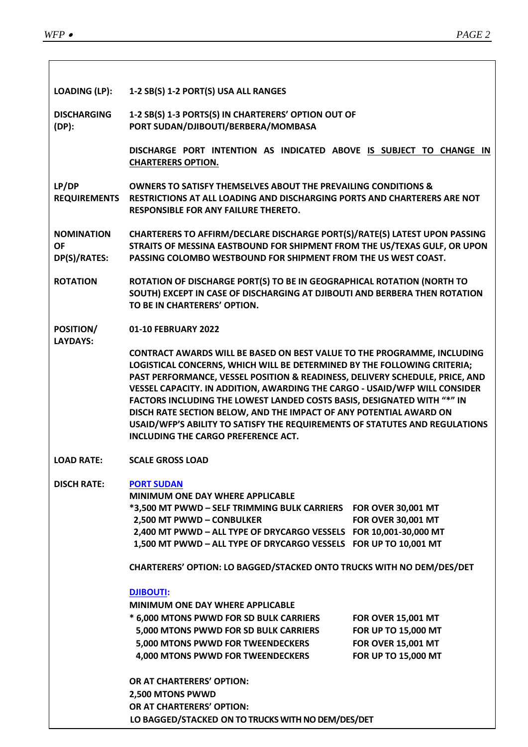**LOADING (LP):** 1-2 SB(S) 1-2 PORT(S) USA ALL RANGES

**DISCHARGING (DP):** 1-2 SB(S) 1-3 PORTS(S) IN CHARTERERS' OPTION OUT OF PORT SUDAN/DJIBOUTI/BERBERA/MOMBASA

**DISCHARGE PORT INTENTION AS INDICATED ABOVE <u>IS SUBJECT TO CHANGE IN CHARTERERS OPTION.</u>**

**LP/DP REQUIREMENTS:** OWNERS TO SATISFY THEMSELVES ABOUT THE PREVAILING CONDITIONS & RESTRICTIONS AT ALL LOADING AND DISCHARGING PORTS AND CHARTERERS ARE NOT RESPONSIBLE FOR ANY FAILURE THERETO.

**NOMINATION OF DP(S)/RATES:** CHARTERERS TO AFFIRM/DECLARE DISCHARGE PORT(S)/RATE(S) LATEST UPON PASSING STRAITS OF MESSINA EASTBOUND FOR SHIPMENT FROM THE US/TEXAS GULF, OR UPON PASSING COLOMBO WESTBOUND FOR SHIPMENT FROM THE US WEST COAST.

**ROTATION:** ROTATION OF DISCHARGE PORT(S) TO BE IN GEOGRAPHICAL ROTATION (NORTH TO SOUTH) EXCEPT IN CASE OF DISCHARGING AT DJIBOUTI AND BERBERA THEN ROTATION TO BE IN CHARTERERS' OPTION.

**POSITION/ LAYDAYS:** 01-10 FEBRUARY 2022

CONTRACT AWARDS WILL BE BASED ON BEST VALUE TO THE PROGRAMME, INCLUDING LOGISTICAL CONCERNS, WHICH WILL BE DETERMINED BY THE FOLLOWING CRITERIA; PAST PERFORMANCE, VESSEL POSITION & READINESS, DELIVERY SCHEDULE, PRICE, AND VESSEL CAPACITY. IN ADDITION, AWARDING THE CARGO - USAID/WFP WILL CONSIDER FACTORS INCLUDING THE LOWEST LANDED COSTS BASIS, DESIGNATED WITH "*" IN DISCH RATE SECTION BELOW, AND THE IMPACT OF ANY POTENTIAL AWARD ON USAID/WFP'S ABILITY TO SATISFY THE REQUIREMENTS OF STATUTES AND REGULATIONS INCLUDING THE CARGO PREFERENCE ACT.

**LOAD RATE:** SCALE GROSS LOAD

**DISCH RATE:**

**<u>PORT SUDAN</u>**

MINIMUM ONE DAY WHERE APPLICABLE

| | |
|---|---|
| *3,500 MT PWWD – SELF TRIMMING BULK CARRIERS | FOR OVER 30,001 MT |
| 2,500 MT PWWD – CONBULKER | FOR OVER 30,001 MT |
| 2,400 MT PWWD – ALL TYPE OF DRYCARGO VESSELS | FOR 10,001-30,000 MT |
| 1,500 MT PWWD – ALL TYPE OF DRYCARGO VESSELS | FOR UP TO 10,001 MT |

CHARTERERS' OPTION: LO BAGGED/STACKED ONTO TRUCKS WITH NO DEM/DES/DET

**<u>DJIBOUTI:</u>**

MINIMUM ONE DAY WHERE APPLICABLE

| | |
|---|---|
| * 6,000 MTONS PWWD FOR SD BULK CARRIERS | FOR OVER 15,001 MT |
| 5,000 MTONS PWWD FOR SD BULK CARRIERS | FOR UP TO 15,000 MT |
| 5,000 MTONS PWWD FOR TWEENDECKERS | FOR OVER 15,001 MT |
| 4,000 MTONS PWWD FOR TWEENDECKERS | FOR UP TO 15,000 MT |

OR AT CHARTERERS' OPTION:
2,500 MTONS PWWD
OR AT CHARTERERS' OPTION:
LO BAGGED/STACKED ON TO TRUCKS WITH NO DEM/DES/DET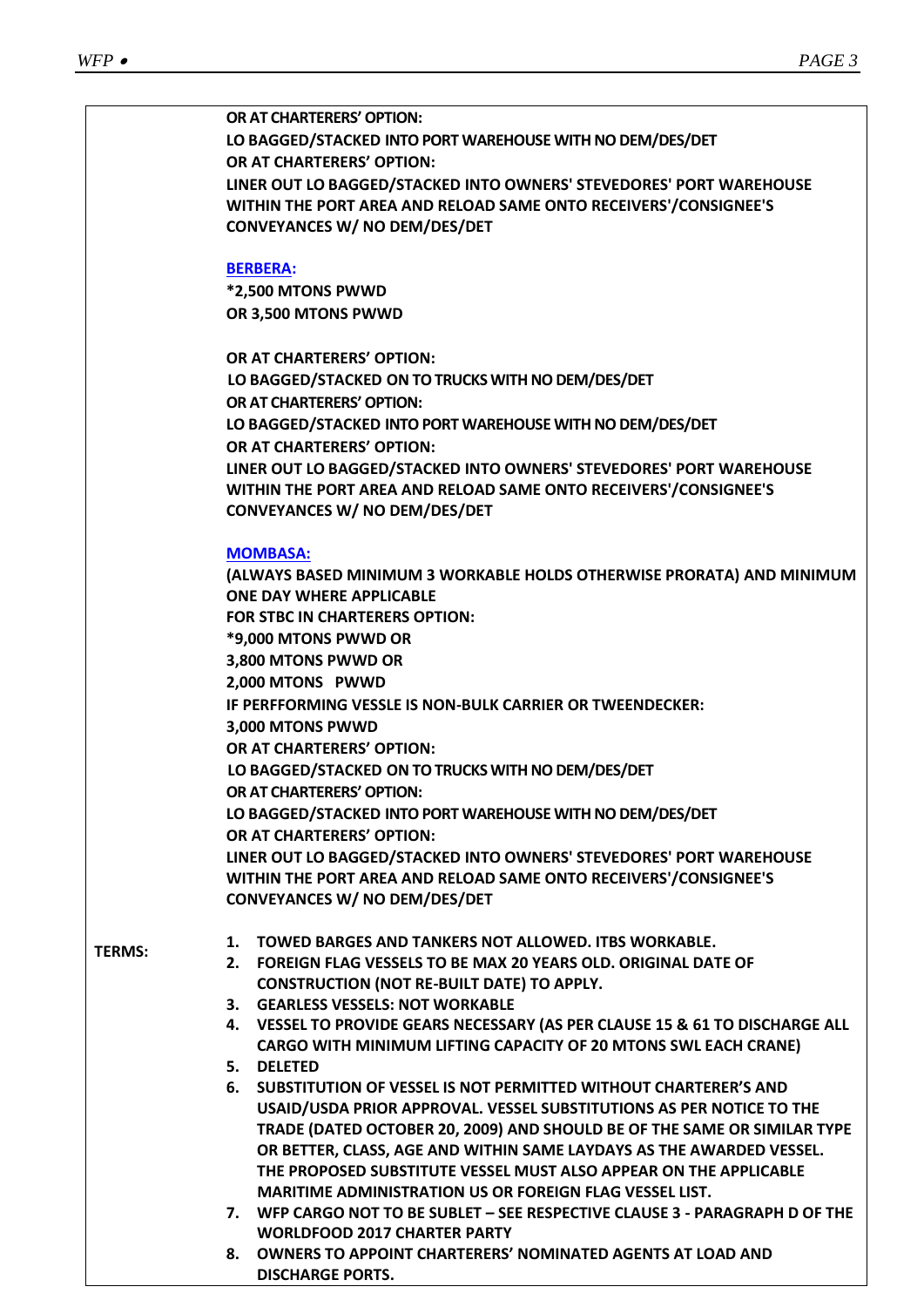**OR AT CHARTERERS' OPTION:**
**LO BAGGED/STACKED INTO PORT WAREHOUSE WITH NO DEM/DES/DET**
**OR AT CHARTERERS' OPTION:**
**LINER OUT LO BAGGED/STACKED INTO OWNERS' STEVEDORES' PORT WAREHOUSE WITHIN THE PORT AREA AND RELOAD SAME ONTO RECEIVERS'/CONSIGNEE'S CONVEYANCES W/ NO DEM/DES/DET**

**BERBERA:**
***2,500 MTONS PWWD**
**OR 3,500 MTONS PWWD**

**OR AT CHARTERERS' OPTION:**
**LO BAGGED/STACKED ON TO TRUCKS WITH NO DEM/DES/DET**
**OR AT CHARTERERS' OPTION:**
**LO BAGGED/STACKED INTO PORT WAREHOUSE WITH NO DEM/DES/DET**
**OR AT CHARTERERS' OPTION:**
**LINER OUT LO BAGGED/STACKED INTO OWNERS' STEVEDORES' PORT WAREHOUSE WITHIN THE PORT AREA AND RELOAD SAME ONTO RECEIVERS'/CONSIGNEE'S CONVEYANCES W/ NO DEM/DES/DET**

**MOMBASA:**
**(ALWAYS BASED MINIMUM 3 WORKABLE HOLDS OTHERWISE PRORATA) AND MINIMUM ONE DAY WHERE APPLICABLE**
**FOR STBC IN CHARTERERS OPTION:**
***9,000 MTONS PWWD OR**
**3,800 MTONS PWWD OR**
**2,000 MTONS PWWD**
**IF PERFFORMING VESSLE IS NON-BULK CARRIER OR TWEENDECKER:**
**3,000 MTONS PWWD**
**OR AT CHARTERERS' OPTION:**
**LO BAGGED/STACKED ON TO TRUCKS WITH NO DEM/DES/DET**
**OR AT CHARTERERS' OPTION:**
**LO BAGGED/STACKED INTO PORT WAREHOUSE WITH NO DEM/DES/DET**
**OR AT CHARTERERS' OPTION:**
**LINER OUT LO BAGGED/STACKED INTO OWNERS' STEVEDORES' PORT WAREHOUSE WITHIN THE PORT AREA AND RELOAD SAME ONTO RECEIVERS'/CONSIGNEE'S CONVEYANCES W/ NO DEM/DES/DET**

**TERMS:**

1. **TOWED BARGES AND TANKERS NOT ALLOWED. ITBS WORKABLE.**
2. **FOREIGN FLAG VESSELS TO BE MAX 20 YEARS OLD. ORIGINAL DATE OF CONSTRUCTION (NOT RE-BUILT DATE) TO APPLY.**
3. **GEARLESS VESSELS: NOT WORKABLE**
4. **VESSEL TO PROVIDE GEARS NECESSARY (AS PER CLAUSE 15 & 61 TO DISCHARGE ALL CARGO WITH MINIMUM LIFTING CAPACITY OF 20 MTONS SWL EACH CRANE)**
5. **DELETED**
6. **SUBSTITUTION OF VESSEL IS NOT PERMITTED WITHOUT CHARTERER'S AND USAID/USDA PRIOR APPROVAL. VESSEL SUBSTITUTIONS AS PER NOTICE TO THE TRADE (DATED OCTOBER 20, 2009) AND SHOULD BE OF THE SAME OR SIMILAR TYPE OR BETTER, CLASS, AGE AND WITHIN SAME LAYDAYS AS THE AWARDED VESSEL. THE PROPOSED SUBSTITUTE VESSEL MUST ALSO APPEAR ON THE APPLICABLE MARITIME ADMINISTRATION US OR FOREIGN FLAG VESSEL LIST.**
7. **WFP CARGO NOT TO BE SUBLET – SEE RESPECTIVE CLAUSE 3 - PARAGRAPH D OF THE WORLDFOOD 2017 CHARTER PARTY**
8. **OWNERS TO APPOINT CHARTERERS' NOMINATED AGENTS AT LOAD AND DISCHARGE PORTS.**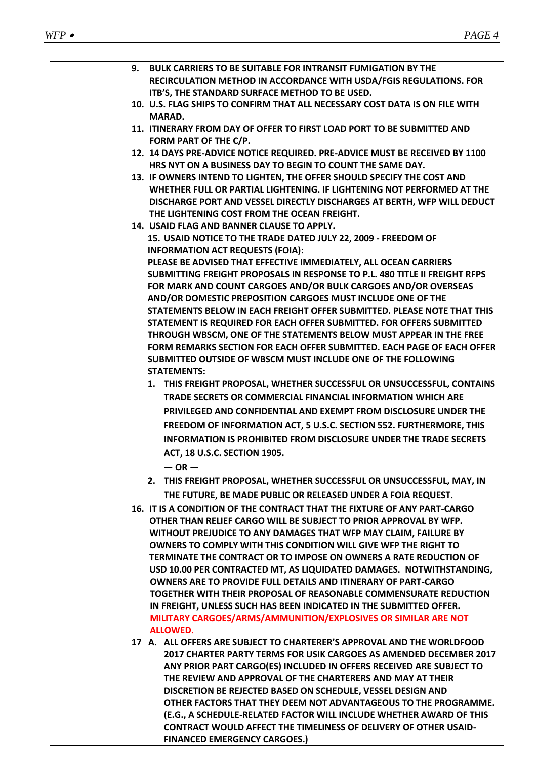9. **BULK CARRIERS TO BE SUITABLE FOR INTRANSIT FUMIGATION BY THE RECIRCULATION METHOD IN ACCORDANCE WITH USDA/FGIS REGULATIONS. FOR ITB'S, THE STANDARD SURFACE METHOD TO BE USED.**
10. **U.S. FLAG SHIPS TO CONFIRM THAT ALL NECESSARY COST DATA IS ON FILE WITH MARAD.**
11. **ITINERARY FROM DAY OF OFFER TO FIRST LOAD PORT TO BE SUBMITTED AND FORM PART OF THE C/P.**
12. **14 DAYS PRE-ADVICE NOTICE REQUIRED. PRE-ADVICE MUST BE RECEIVED BY 1100 HRS NYT ON A BUSINESS DAY TO BEGIN TO COUNT THE SAME DAY.**
13. **IF OWNERS INTEND TO LIGHTEN, THE OFFER SHOULD SPECIFY THE COST AND WHETHER FULL OR PARTIAL LIGHTENING. IF LIGHTENING NOT PERFORMED AT THE DISCHARGE PORT AND VESSEL DIRECTLY DISCHARGES AT BERTH, WFP WILL DEDUCT THE LIGHTENING COST FROM THE OCEAN FREIGHT.**
14. **USAID FLAG AND BANNER CLAUSE TO APPLY.**
15. **USAID NOTICE TO THE TRADE DATED JULY 22, 2009 - FREEDOM OF INFORMATION ACT REQUESTS (FOIA):**

    **PLEASE BE ADVISED THAT EFFECTIVE IMMEDIATELY, ALL OCEAN CARRIERS SUBMITTING FREIGHT PROPOSALS IN RESPONSE TO P.L. 480 TITLE II FREIGHT RFPS FOR MARK AND COUNT CARGOES AND/OR BULK CARGOES AND/OR OVERSEAS AND/OR DOMESTIC PREPOSITION CARGOES MUST INCLUDE ONE OF THE STATEMENTS BELOW IN EACH FREIGHT OFFER SUBMITTED. PLEASE NOTE THAT THIS STATEMENT IS REQUIRED FOR EACH OFFER SUBMITTED. FOR OFFERS SUBMITTED THROUGH WBSCM, ONE OF THE STATEMENTS BELOW MUST APPEAR IN THE FREE FORM REMARKS SECTION FOR EACH OFFER SUBMITTED. EACH PAGE OF EACH OFFER SUBMITTED OUTSIDE OF WBSCM MUST INCLUDE ONE OF THE FOLLOWING STATEMENTS:**

    1. **THIS FREIGHT PROPOSAL, WHETHER SUCCESSFUL OR UNSUCCESSFUL, CONTAINS TRADE SECRETS OR COMMERCIAL FINANCIAL INFORMATION WHICH ARE PRIVILEGED AND CONFIDENTIAL AND EXEMPT FROM DISCLOSURE UNDER THE FREEDOM OF INFORMATION ACT, 5 U.S.C. SECTION 552. FURTHERMORE, THIS INFORMATION IS PROHIBITED FROM DISCLOSURE UNDER THE TRADE SECRETS ACT, 18 U.S.C. SECTION 1905.**

       **— OR —**

    2. **THIS FREIGHT PROPOSAL, WHETHER SUCCESSFUL OR UNSUCCESSFUL, MAY, IN THE FUTURE, BE MADE PUBLIC OR RELEASED UNDER A FOIA REQUEST.**
16. **IT IS A CONDITION OF THE CONTRACT THAT THE FIXTURE OF ANY PART-CARGO OTHER THAN RELIEF CARGO WILL BE SUBJECT TO PRIOR APPROVAL BY WFP. WITHOUT PREJUDICE TO ANY DAMAGES THAT WFP MAY CLAIM, FAILURE BY OWNERS TO COMPLY WITH THIS CONDITION WILL GIVE WFP THE RIGHT TO TERMINATE THE CONTRACT OR TO IMPOSE ON OWNERS A RATE REDUCTION OF USD 10.00 PER CONTRACTED MT, AS LIQUIDATED DAMAGES. NOTWITHSTANDING, OWNERS ARE TO PROVIDE FULL DETAILS AND ITINERARY OF PART-CARGO TOGETHER WITH THEIR PROPOSAL OF REASONABLE COMMENSURATE REDUCTION IN FREIGHT, UNLESS SUCH HAS BEEN INDICATED IN THE SUBMITTED OFFER. MILITARY CARGOES/ARMS/AMMUNITION/EXPLOSIVES OR SIMILAR ARE NOT ALLOWED.**
17. **A. ALL OFFERS ARE SUBJECT TO CHARTERER'S APPROVAL AND THE WORLDFOOD 2017 CHARTER PARTY TERMS FOR USIK CARGOES AS AMENDED DECEMBER 2017 ANY PRIOR PART CARGO(ES) INCLUDED IN OFFERS RECEIVED ARE SUBJECT TO THE REVIEW AND APPROVAL OF THE CHARTERERS AND MAY AT THEIR DISCRETION BE REJECTED BASED ON SCHEDULE, VESSEL DESIGN AND OTHER FACTORS THAT THEY DEEM NOT ADVANTAGEOUS TO THE PROGRAMME. (E.G., A SCHEDULE-RELATED FACTOR WILL INCLUDE WHETHER AWARD OF THIS CONTRACT WOULD AFFECT THE TIMELINESS OF DELIVERY OF OTHER USAID-FINANCED EMERGENCY CARGOES.)**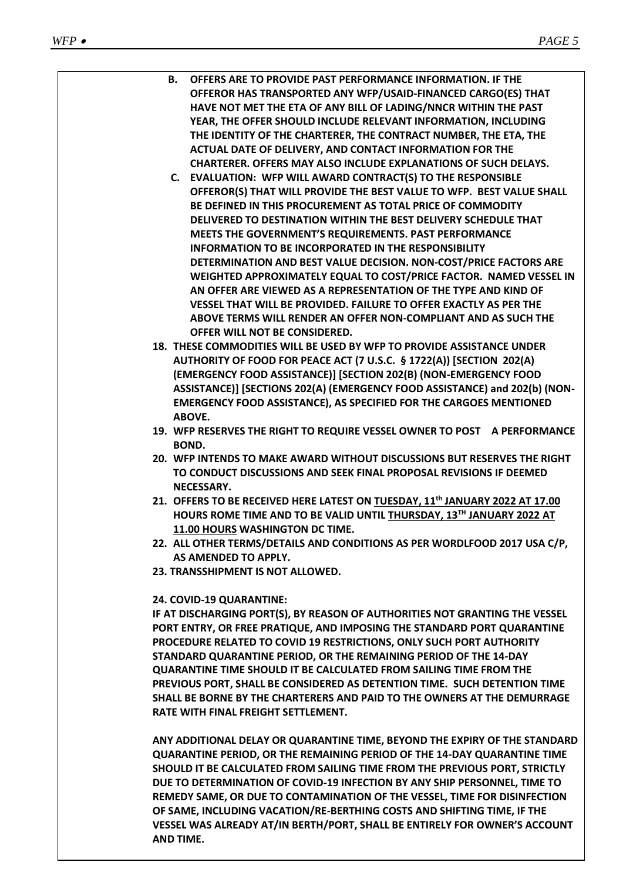**B. OFFERS ARE TO PROVIDE PAST PERFORMANCE INFORMATION. IF THE OFFEROR HAS TRANSPORTED ANY WFP/USAID-FINANCED CARGO(ES) THAT HAVE NOT MET THE ETA OF ANY BILL OF LADING/NNCR WITHIN THE PAST YEAR, THE OFFER SHOULD INCLUDE RELEVANT INFORMATION, INCLUDING THE IDENTITY OF THE CHARTERER, THE CONTRACT NUMBER, THE ETA, THE ACTUAL DATE OF DELIVERY, AND CONTACT INFORMATION FOR THE CHARTERER. OFFERS MAY ALSO INCLUDE EXPLANATIONS OF SUCH DELAYS.**

**C. EVALUATION: WFP WILL AWARD CONTRACT(S) TO THE RESPONSIBLE OFFEROR(S) THAT WILL PROVIDE THE BEST VALUE TO WFP. BEST VALUE SHALL BE DEFINED IN THIS PROCUREMENT AS TOTAL PRICE OF COMMODITY DELIVERED TO DESTINATION WITHIN THE BEST DELIVERY SCHEDULE THAT MEETS THE GOVERNMENT'S REQUIREMENTS. PAST PERFORMANCE INFORMATION TO BE INCORPORATED IN THE RESPONSIBILITY DETERMINATION AND BEST VALUE DECISION. NON-COST/PRICE FACTORS ARE WEIGHTED APPROXIMATELY EQUAL TO COST/PRICE FACTOR. NAMED VESSEL IN AN OFFER ARE VIEWED AS A REPRESENTATION OF THE TYPE AND KIND OF VESSEL THAT WILL BE PROVIDED. FAILURE TO OFFER EXACTLY AS PER THE ABOVE TERMS WILL RENDER AN OFFER NON-COMPLIANT AND AS SUCH THE OFFER WILL NOT BE CONSIDERED.**

**18. THESE COMMODITIES WILL BE USED BY WFP TO PROVIDE ASSISTANCE UNDER AUTHORITY OF FOOD FOR PEACE ACT (7 U.S.C. § 1722(A)) [SECTION 202(A) (EMERGENCY FOOD ASSISTANCE)] [SECTION 202(B) (NON-EMERGENCY FOOD ASSISTANCE)] [SECTIONS 202(A) (EMERGENCY FOOD ASSISTANCE) and 202(b) (NON-EMERGENCY FOOD ASSISTANCE), AS SPECIFIED FOR THE CARGOES MENTIONED ABOVE.**

**19. WFP RESERVES THE RIGHT TO REQUIRE VESSEL OWNER TO POST A PERFORMANCE BOND.**

**20. WFP INTENDS TO MAKE AWARD WITHOUT DISCUSSIONS BUT RESERVES THE RIGHT TO CONDUCT DISCUSSIONS AND SEEK FINAL PROPOSAL REVISIONS IF DEEMED NECESSARY.**

**21. OFFERS TO BE RECEIVED HERE LATEST ON <u>TUESDAY, 11th JANUARY 2022 AT 17.00 HOURS</u> ROME TIME AND TO BE VALID UNTIL <u>THURSDAY, 13TH JANUARY 2022 AT 11.00 HOURS</u> WASHINGTON DC TIME.**

**22. ALL OTHER TERMS/DETAILS AND CONDITIONS AS PER WORDLFOOD 2017 USA C/P, AS AMENDED TO APPLY.**

**23. TRANSSHIPMENT IS NOT ALLOWED.**

**24. COVID-19 QUARANTINE:**

**IF AT DISCHARGING PORT(S), BY REASON OF AUTHORITIES NOT GRANTING THE VESSEL PORT ENTRY, OR FREE PRATIQUE, AND IMPOSING THE STANDARD PORT QUARANTINE PROCEDURE RELATED TO COVID 19 RESTRICTIONS, ONLY SUCH PORT AUTHORITY STANDARD QUARANTINE PERIOD, OR THE REMAINING PERIOD OF THE 14-DAY QUARANTINE TIME SHOULD IT BE CALCULATED FROM SAILING TIME FROM THE PREVIOUS PORT, SHALL BE CONSIDERED AS DETENTION TIME. SUCH DETENTION TIME SHALL BE BORNE BY THE CHARTERERS AND PAID TO THE OWNERS AT THE DEMURRAGE RATE WITH FINAL FREIGHT SETTLEMENT.**

**ANY ADDITIONAL DELAY OR QUARANTINE TIME, BEYOND THE EXPIRY OF THE STANDARD QUARANTINE PERIOD, OR THE REMAINING PERIOD OF THE 14-DAY QUARANTINE TIME SHOULD IT BE CALCULATED FROM SAILING TIME FROM THE PREVIOUS PORT, STRICTLY DUE TO DETERMINATION OF COVID-19 INFECTION BY ANY SHIP PERSONNEL, TIME TO REMEDY SAME, OR DUE TO CONTAMINATION OF THE VESSEL, TIME FOR DISINFECTION OF SAME, INCLUDING VACATION/RE-BERTHING COSTS AND SHIFTING TIME, IF THE VESSEL WAS ALREADY AT/IN BERTH/PORT, SHALL BE ENTIRELY FOR OWNER'S ACCOUNT AND TIME.**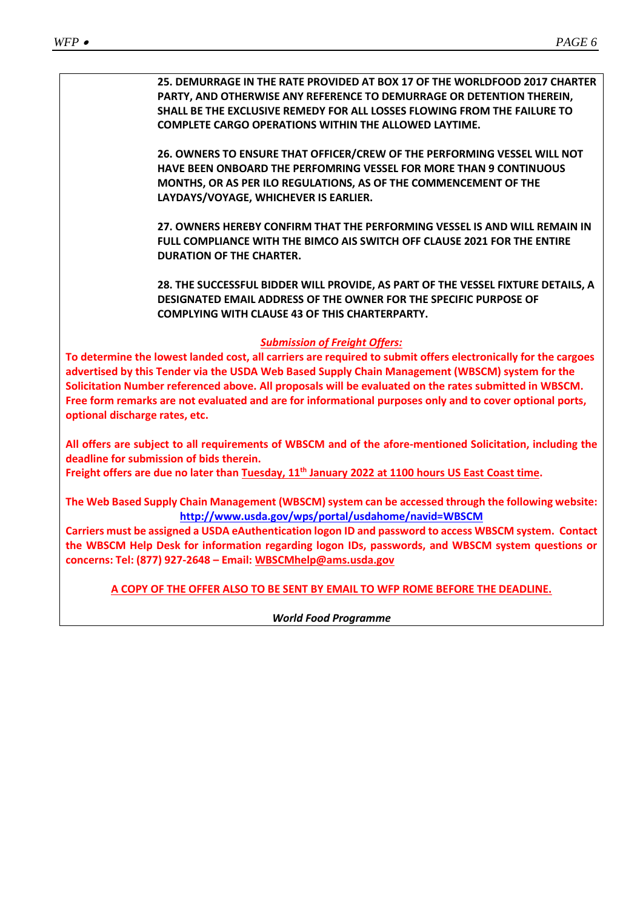**25. DEMURRAGE IN THE RATE PROVIDED AT BOX 17 OF THE WORLDFOOD 2017 CHARTER PARTY, AND OTHERWISE ANY REFERENCE TO DEMURRAGE OR DETENTION THEREIN, SHALL BE THE EXCLUSIVE REMEDY FOR ALL LOSSES FLOWING FROM THE FAILURE TO COMPLETE CARGO OPERATIONS WITHIN THE ALLOWED LAYTIME.**

**26. OWNERS TO ENSURE THAT OFFICER/CREW OF THE PERFORMING VESSEL WILL NOT HAVE BEEN ONBOARD THE PERFOMRING VESSEL FOR MORE THAN 9 CONTINUOUS MONTHS, OR AS PER ILO REGULATIONS, AS OF THE COMMENCEMENT OF THE LAYDAYS/VOYAGE, WHICHEVER IS EARLIER.**

**27. OWNERS HEREBY CONFIRM THAT THE PERFORMING VESSEL IS AND WILL REMAIN IN FULL COMPLIANCE WITH THE BIMCO AIS SWITCH OFF CLAUSE 2021 FOR THE ENTIRE DURATION OF THE CHARTER.**

**28. THE SUCCESSFUL BIDDER WILL PROVIDE, AS PART OF THE VESSEL FIXTURE DETAILS, A DESIGNATED EMAIL ADDRESS OF THE OWNER FOR THE SPECIFIC PURPOSE OF COMPLYING WITH CLAUSE 43 OF THIS CHARTERPARTY.**

***Submission of Freight Offers:***

**To determine the lowest landed cost, all carriers are required to submit offers electronically for the cargoes advertised by this Tender via the USDA Web Based Supply Chain Management (WBSCM) system for the Solicitation Number referenced above. All proposals will be evaluated on the rates submitted in WBSCM. Free form remarks are not evaluated and are for informational purposes only and to cover optional ports, optional discharge rates, etc.**

**All offers are subject to all requirements of WBSCM and of the afore-mentioned Solicitation, including the deadline for submission of bids therein.**
**Freight offers are due no later than Tuesday, 11th January 2022 at 1100 hours US East Coast time.**

**The Web Based Supply Chain Management (WBSCM) system can be accessed through the following website: http://www.usda.gov/wps/portal/usdahome/navid=WBSCM**
**Carriers must be assigned a USDA eAuthentication logon ID and password to access WBSCM system. Contact the WBSCM Help Desk for information regarding logon IDs, passwords, and WBSCM system questions or concerns: Tel: (877) 927-2648 – Email: WBSCMhelp@ams.usda.gov**

**A COPY OF THE OFFER ALSO TO BE SENT BY EMAIL TO WFP ROME BEFORE THE DEADLINE.**

***World Food Programme***